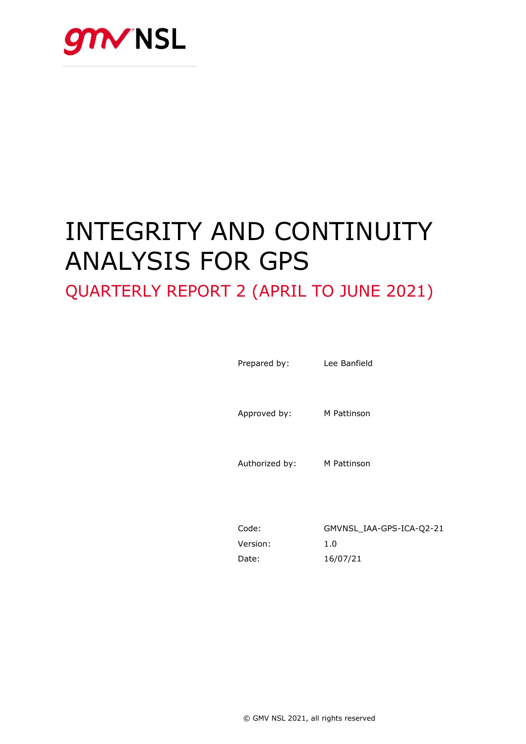gmv NSL

# INTEGRITY AND CONTINUITY ANALYSIS FOR GPS

## QUARTERLY REPORT 2 (APRIL TO JUNE 2021)

Prepared by: Lee Banfield

Approved by: M Pattinson

Authorized by: M Pattinson

Code: GMVNSL_IAA-GPS-ICA-Q2-21
Version: 1.0
Date: 16/07/21

© GMV NSL 2021, all rights reserved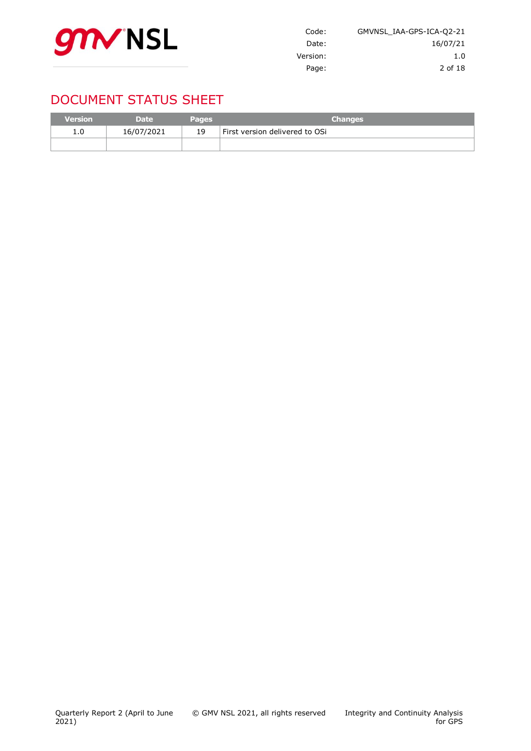# DOCUMENT STATUS SHEET

| Version | Date | Pages | Changes |
|---|---|---|---|
| 1.0 | 16/07/2021 | 19 | First version delivered to OSi |
| | | | |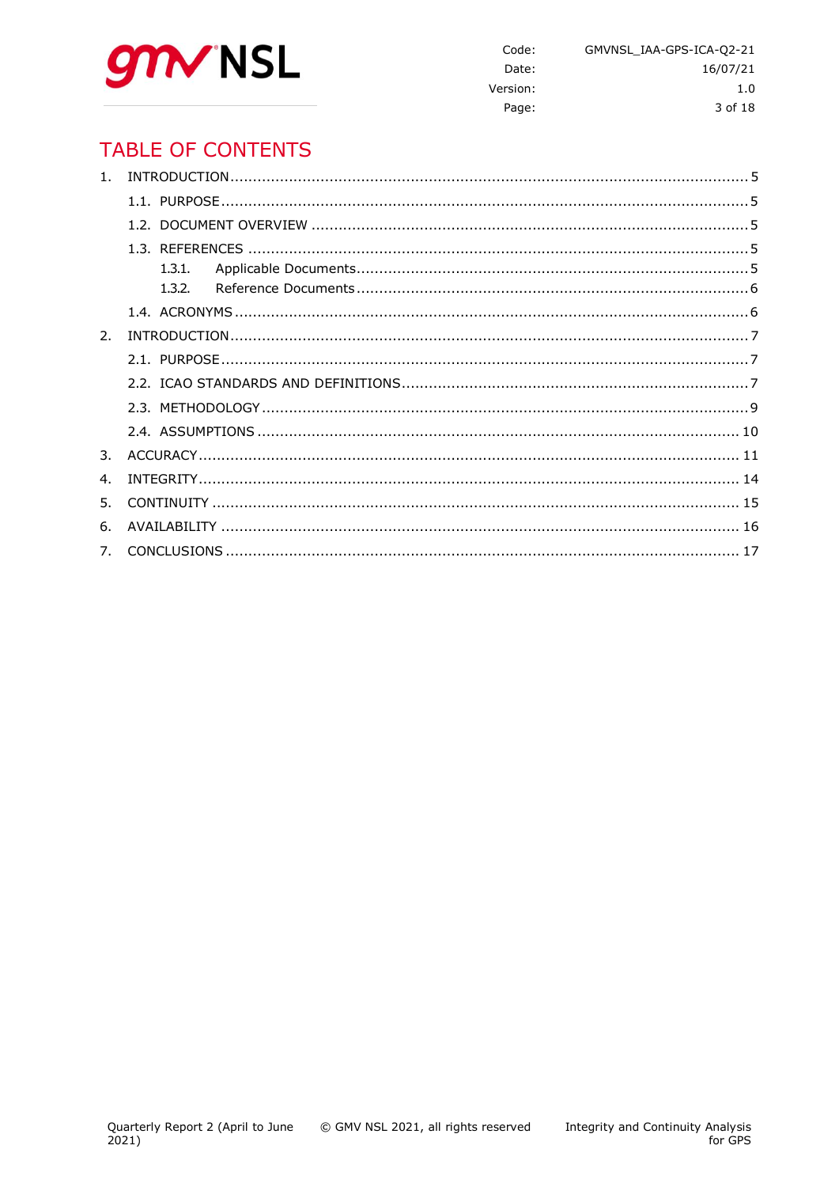# TABLE OF CONTENTS

1. INTRODUCTION ..... 5
   - 1.1. PURPOSE ..... 5
   - 1.2. DOCUMENT OVERVIEW ..... 5
   - 1.3. REFERENCES ..... 5
     - 1.3.1. Applicable Documents ..... 5
     - 1.3.2. Reference Documents ..... 6
   - 1.4. ACRONYMS ..... 6
2. INTRODUCTION ..... 7
   - 2.1. PURPOSE ..... 7
   - 2.2. ICAO STANDARDS AND DEFINITIONS ..... 7
   - 2.3. METHODOLOGY ..... 9
   - 2.4. ASSUMPTIONS ..... 10
3. ACCURACY ..... 11
4. INTEGRITY ..... 14
5. CONTINUITY ..... 15
6. AVAILABILITY ..... 16
7. CONCLUSIONS ..... 17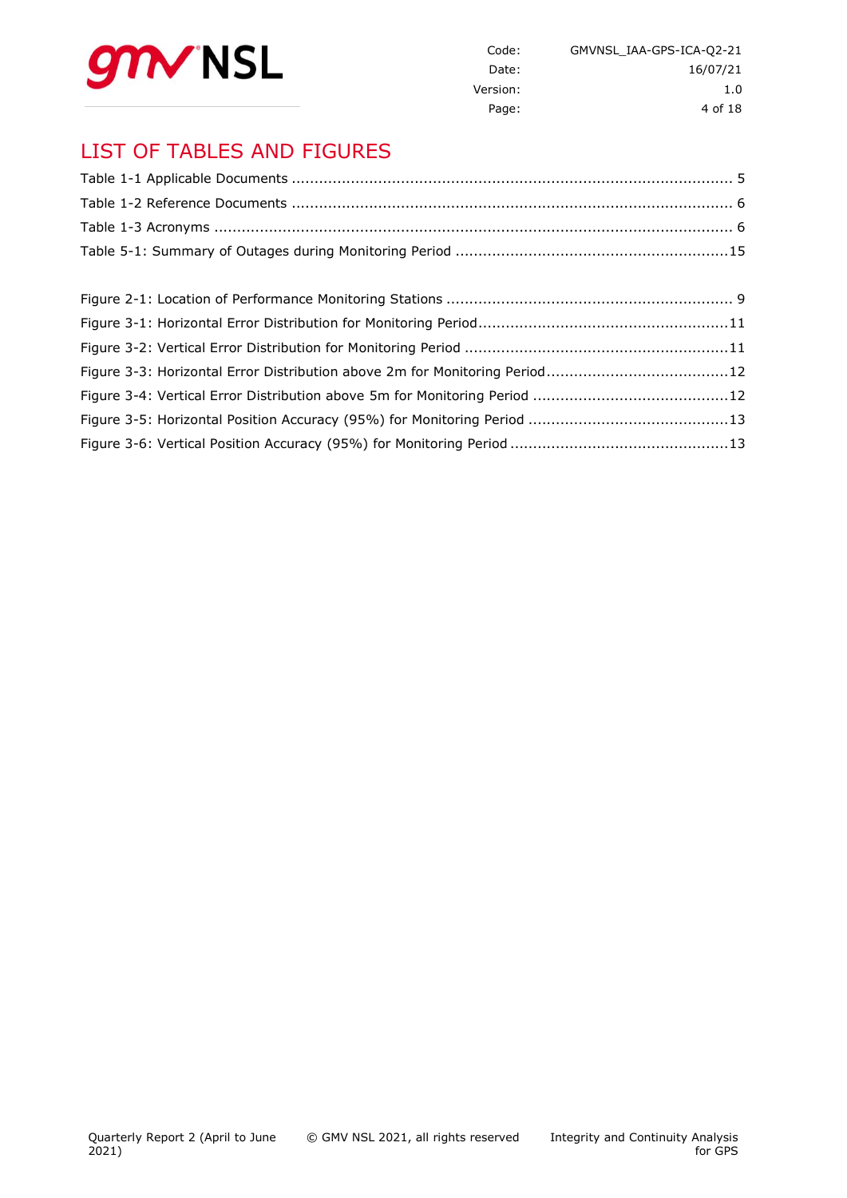# LIST OF TABLES AND FIGURES

Table 1-1 Applicable Documents ................................................................................................. 5

Table 1-2 Reference Documents ................................................................................................. 6

Table 1-3 Acronyms .................................................................................................................... 6

Table 5-1: Summary of Outages during Monitoring Period ..........................................................15

Figure 2-1: Location of Performance Monitoring Stations .............................................................. 9

Figure 3-1: Horizontal Error Distribution for Monitoring Period......................................................11

Figure 3-2: Vertical Error Distribution for Monitoring Period .........................................................11

Figure 3-3: Horizontal Error Distribution above 2m for Monitoring Period........................................12

Figure 3-4: Vertical Error Distribution above 5m for Monitoring Period ...........................................12

Figure 3-5: Horizontal Position Accuracy (95%) for Monitoring Period ............................................13

Figure 3-6: Vertical Position Accuracy (95%) for Monitoring Period ................................................13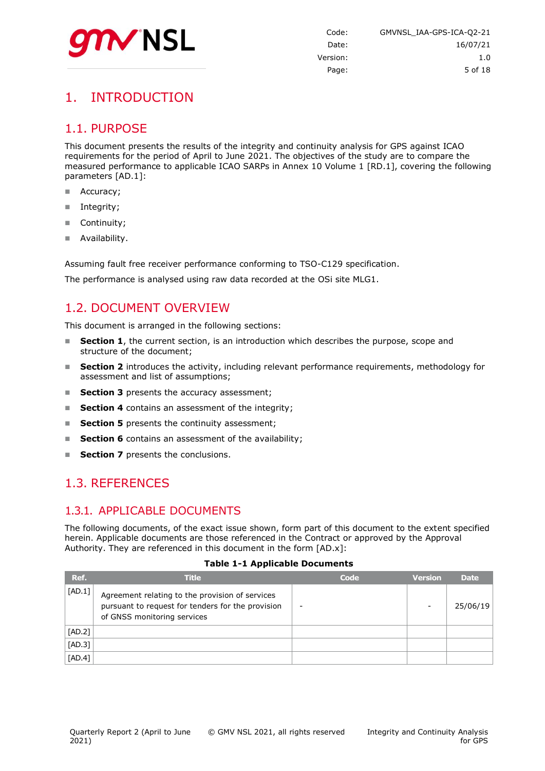# 1. INTRODUCTION

## 1.1. PURPOSE

This document presents the results of the integrity and continuity analysis for GPS against ICAO requirements for the period of April to June 2021. The objectives of the study are to compare the measured performance to applicable ICAO SARPs in Annex 10 Volume 1 [RD.1], covering the following parameters [AD.1]:

- Accuracy;
- Integrity;
- Continuity;
- Availability.

Assuming fault free receiver performance conforming to TSO-C129 specification.

The performance is analysed using raw data recorded at the OSi site MLG1.

## 1.2. DOCUMENT OVERVIEW

This document is arranged in the following sections:

- **Section 1**, the current section, is an introduction which describes the purpose, scope and structure of the document;
- **Section 2** introduces the activity, including relevant performance requirements, methodology for assessment and list of assumptions;
- **Section 3** presents the accuracy assessment;
- **Section 4** contains an assessment of the integrity;
- **Section 5** presents the continuity assessment;
- **Section 6** contains an assessment of the availability;
- **Section 7** presents the conclusions.

## 1.3. REFERENCES

### 1.3.1. APPLICABLE DOCUMENTS

The following documents, of the exact issue shown, form part of this document to the extent specified herein. Applicable documents are those referenced in the Contract or approved by the Approval Authority. They are referenced in this document in the form [AD.x]:

**Table 1-1 Applicable Documents**

| Ref. | Title | Code | Version | Date |
|---|---|---|---|---|
| [AD.1] | Agreement relating to the provision of services pursuant to request for tenders for the provision of GNSS monitoring services | - | - | 25/06/19 |
| [AD.2] | | | | |
| [AD.3] | | | | |
| [AD.4] | | | | |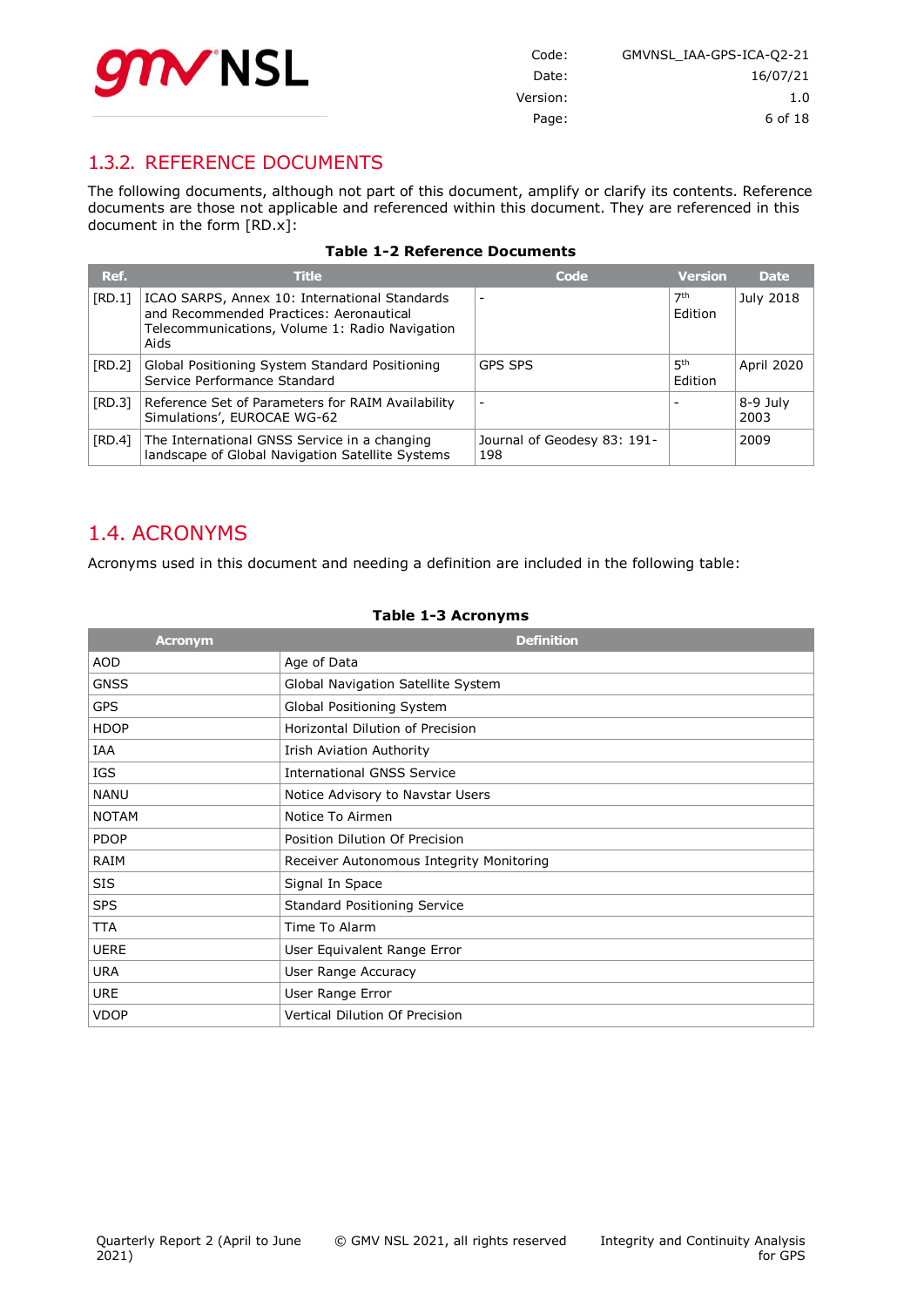### 1.3.2. REFERENCE DOCUMENTS

The following documents, although not part of this document, amplify or clarify its contents. Reference documents are those not applicable and referenced within this document. They are referenced in this document in the form [RD.x]:

**Table 1-2 Reference Documents**

| Ref. | Title | Code | Version | Date |
|---|---|---|---|---|
| [RD.1] | ICAO SARPS, Annex 10: International Standards and Recommended Practices: Aeronautical Telecommunications, Volume 1: Radio Navigation Aids | - | 7th Edition | July 2018 |
| [RD.2] | Global Positioning System Standard Positioning Service Performance Standard | GPS SPS | 5th Edition | April 2020 |
| [RD.3] | Reference Set of Parameters for RAIM Availability Simulations', EUROCAE WG-62 | - | - | 8-9 July 2003 |
| [RD.4] | The International GNSS Service in a changing landscape of Global Navigation Satellite Systems | Journal of Geodesy 83: 191-198 | | 2009 |

## 1.4. ACRONYMS

Acronyms used in this document and needing a definition are included in the following table:

**Table 1-3 Acronyms**

| Acronym | Definition |
|---|---|
| AOD | Age of Data |
| GNSS | Global Navigation Satellite System |
| GPS | Global Positioning System |
| HDOP | Horizontal Dilution of Precision |
| IAA | Irish Aviation Authority |
| IGS | International GNSS Service |
| NANU | Notice Advisory to Navstar Users |
| NOTAM | Notice To Airmen |
| PDOP | Position Dilution Of Precision |
| RAIM | Receiver Autonomous Integrity Monitoring |
| SIS | Signal In Space |
| SPS | Standard Positioning Service |
| TTA | Time To Alarm |
| UERE | User Equivalent Range Error |
| URA | User Range Accuracy |
| URE | User Range Error |
| VDOP | Vertical Dilution Of Precision |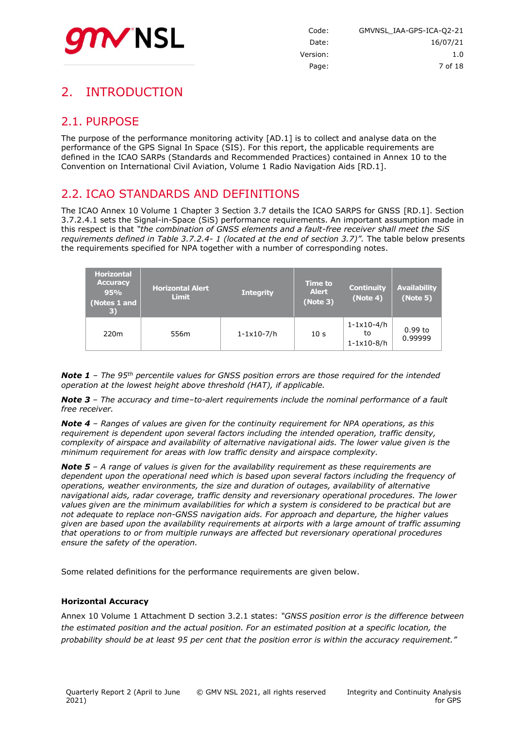# 2. INTRODUCTION

## 2.1. PURPOSE

The purpose of the performance monitoring activity [AD.1] is to collect and analyse data on the performance of the GPS Signal In Space (SIS). For this report, the applicable requirements are defined in the ICAO SARPs (Standards and Recommended Practices) contained in Annex 10 to the Convention on International Civil Aviation, Volume 1 Radio Navigation Aids [RD.1].

## 2.2. ICAO STANDARDS AND DEFINITIONS

The ICAO Annex 10 Volume 1 Chapter 3 Section 3.7 details the ICAO SARPS for GNSS [RD.1]. Section 3.7.2.4.1 sets the Signal-in-Space (SiS) performance requirements. An important assumption made in this respect is that *"the combination of GNSS elements and a fault-free receiver shall meet the SiS requirements defined in Table 3.7.2.4- 1 (located at the end of section 3.7)".* The table below presents the requirements specified for NPA together with a number of corresponding notes.

| Horizontal Accuracy 95% (Notes 1 and 3) | Horizontal Alert Limit | Integrity | Time to Alert (Note 3) | Continuity (Note 4) | Availability (Note 5) |
|---|---|---|---|---|---|
| 220m | 556m | 1-1x10-7/h | 10 s | 1-1x10-4/h to 1-1x10-8/h | 0.99 to 0.99999 |

***Note 1*** *– The 95th percentile values for GNSS position errors are those required for the intended operation at the lowest height above threshold (HAT), if applicable.*

***Note 3*** *– The accuracy and time–to-alert requirements include the nominal performance of a fault free receiver.*

***Note 4*** *– Ranges of values are given for the continuity requirement for NPA operations, as this requirement is dependent upon several factors including the intended operation, traffic density, complexity of airspace and availability of alternative navigational aids. The lower value given is the minimum requirement for areas with low traffic density and airspace complexity.*

***Note 5*** *– A range of values is given for the availability requirement as these requirements are dependent upon the operational need which is based upon several factors including the frequency of operations, weather environments, the size and duration of outages, availability of alternative navigational aids, radar coverage, traffic density and reversionary operational procedures. The lower values given are the minimum availabilities for which a system is considered to be practical but are not adequate to replace non-GNSS navigation aids. For approach and departure, the higher values given are based upon the availability requirements at airports with a large amount of traffic assuming that operations to or from multiple runways are affected but reversionary operational procedures ensure the safety of the operation.*

Some related definitions for the performance requirements are given below.

**Horizontal Accuracy**

Annex 10 Volume 1 Attachment D section 3.2.1 states: *"GNSS position error is the difference between the estimated position and the actual position. For an estimated position at a specific location, the probability should be at least 95 per cent that the position error is within the accuracy requirement."*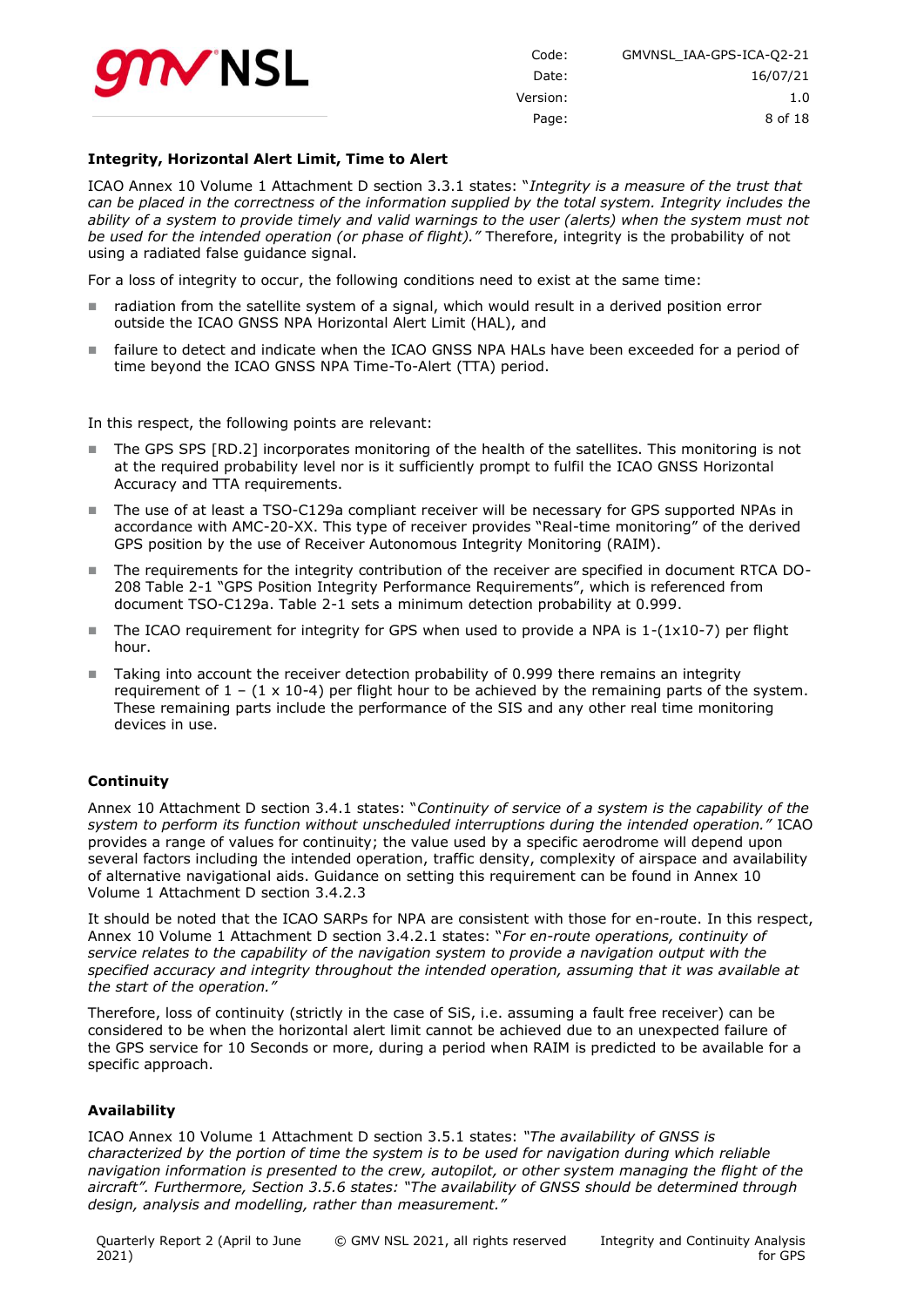**Integrity, Horizontal Alert Limit, Time to Alert**

ICAO Annex 10 Volume 1 Attachment D section 3.3.1 states: "*Integrity is a measure of the trust that can be placed in the correctness of the information supplied by the total system. Integrity includes the ability of a system to provide timely and valid warnings to the user (alerts) when the system must not be used for the intended operation (or phase of flight).*" Therefore, integrity is the probability of not using a radiated false guidance signal.

For a loss of integrity to occur, the following conditions need to exist at the same time:

- radiation from the satellite system of a signal, which would result in a derived position error outside the ICAO GNSS NPA Horizontal Alert Limit (HAL), and
- failure to detect and indicate when the ICAO GNSS NPA HALs have been exceeded for a period of time beyond the ICAO GNSS NPA Time-To-Alert (TTA) period.

In this respect, the following points are relevant:

- The GPS SPS [RD.2] incorporates monitoring of the health of the satellites. This monitoring is not at the required probability level nor is it sufficiently prompt to fulfil the ICAO GNSS Horizontal Accuracy and TTA requirements.
- The use of at least a TSO-C129a compliant receiver will be necessary for GPS supported NPAs in accordance with AMC-20-XX. This type of receiver provides "Real-time monitoring" of the derived GPS position by the use of Receiver Autonomous Integrity Monitoring (RAIM).
- The requirements for the integrity contribution of the receiver are specified in document RTCA DO-208 Table 2-1 "GPS Position Integrity Performance Requirements", which is referenced from document TSO-C129a. Table 2-1 sets a minimum detection probability at 0.999.
- The ICAO requirement for integrity for GPS when used to provide a NPA is $1-(1\times10^{-7})$ per flight hour.
- Taking into account the receiver detection probability of 0.999 there remains an integrity requirement of $1 - (1 \times 10^{-4})$ per flight hour to be achieved by the remaining parts of the system. These remaining parts include the performance of the SIS and any other real time monitoring devices in use.

**Continuity**

Annex 10 Attachment D section 3.4.1 states: "*Continuity of service of a system is the capability of the system to perform its function without unscheduled interruptions during the intended operation.*" ICAO provides a range of values for continuity; the value used by a specific aerodrome will depend upon several factors including the intended operation, traffic density, complexity of airspace and availability of alternative navigational aids. Guidance on setting this requirement can be found in Annex 10 Volume 1 Attachment D section 3.4.2.3

It should be noted that the ICAO SARPs for NPA are consistent with those for en-route. In this respect, Annex 10 Volume 1 Attachment D section 3.4.2.1 states: "*For en-route operations, continuity of service relates to the capability of the navigation system to provide a navigation output with the specified accuracy and integrity throughout the intended operation, assuming that it was available at the start of the operation.*"

Therefore, loss of continuity (strictly in the case of SiS, i.e. assuming a fault free receiver) can be considered to be when the horizontal alert limit cannot be achieved due to an unexpected failure of the GPS service for 10 Seconds or more, during a period when RAIM is predicted to be available for a specific approach.

**Availability**

ICAO Annex 10 Volume 1 Attachment D section 3.5.1 states: *"The availability of GNSS is characterized by the portion of time the system is to be used for navigation during which reliable navigation information is presented to the crew, autopilot, or other system managing the flight of the aircraft". Furthermore, Section 3.5.6 states: "The availability of GNSS should be determined through design, analysis and modelling, rather than measurement."*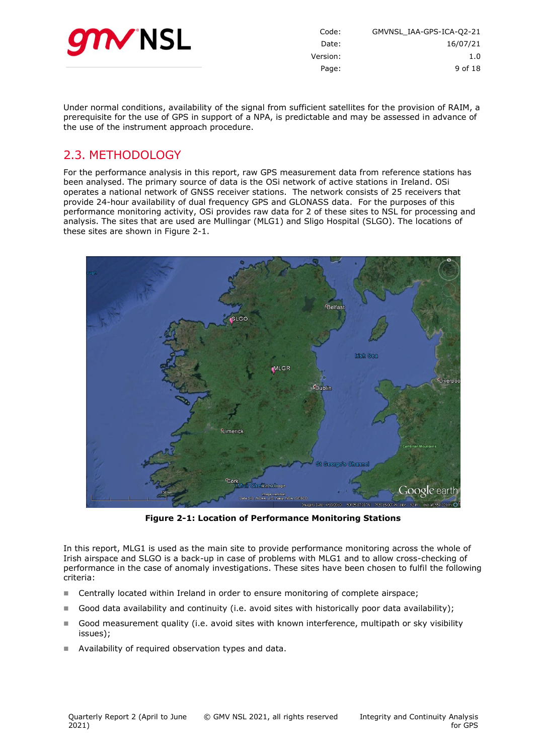Under normal conditions, availability of the signal from sufficient satellites for the provision of RAIM, a prerequisite for the use of GPS in support of a NPA, is predictable and may be assessed in advance of the use of the instrument approach procedure.

## 2.3. METHODOLOGY

For the performance analysis in this report, raw GPS measurement data from reference stations has been analysed. The primary source of data is the OSi network of active stations in Ireland. OSi operates a national network of GNSS receiver stations. The network consists of 25 receivers that provide 24-hour availability of dual frequency GPS and GLONASS data. For the purposes of this performance monitoring activity, OSi provides raw data for 2 of these sites to NSL for processing and analysis. The sites that are used are Mullingar (MLG1) and Sligo Hospital (SLGO). The locations of these sites are shown in Figure 2-1.

**Figure 2-1: Location of Performance Monitoring Stations**

In this report, MLG1 is used as the main site to provide performance monitoring across the whole of Irish airspace and SLGO is a back-up in case of problems with MLG1 and to allow cross-checking of performance in the case of anomaly investigations. These sites have been chosen to fulfil the following criteria:

- Centrally located within Ireland in order to ensure monitoring of complete airspace;
- Good data availability and continuity (i.e. avoid sites with historically poor data availability);
- Good measurement quality (i.e. avoid sites with known interference, multipath or sky visibility issues);
- Availability of required observation types and data.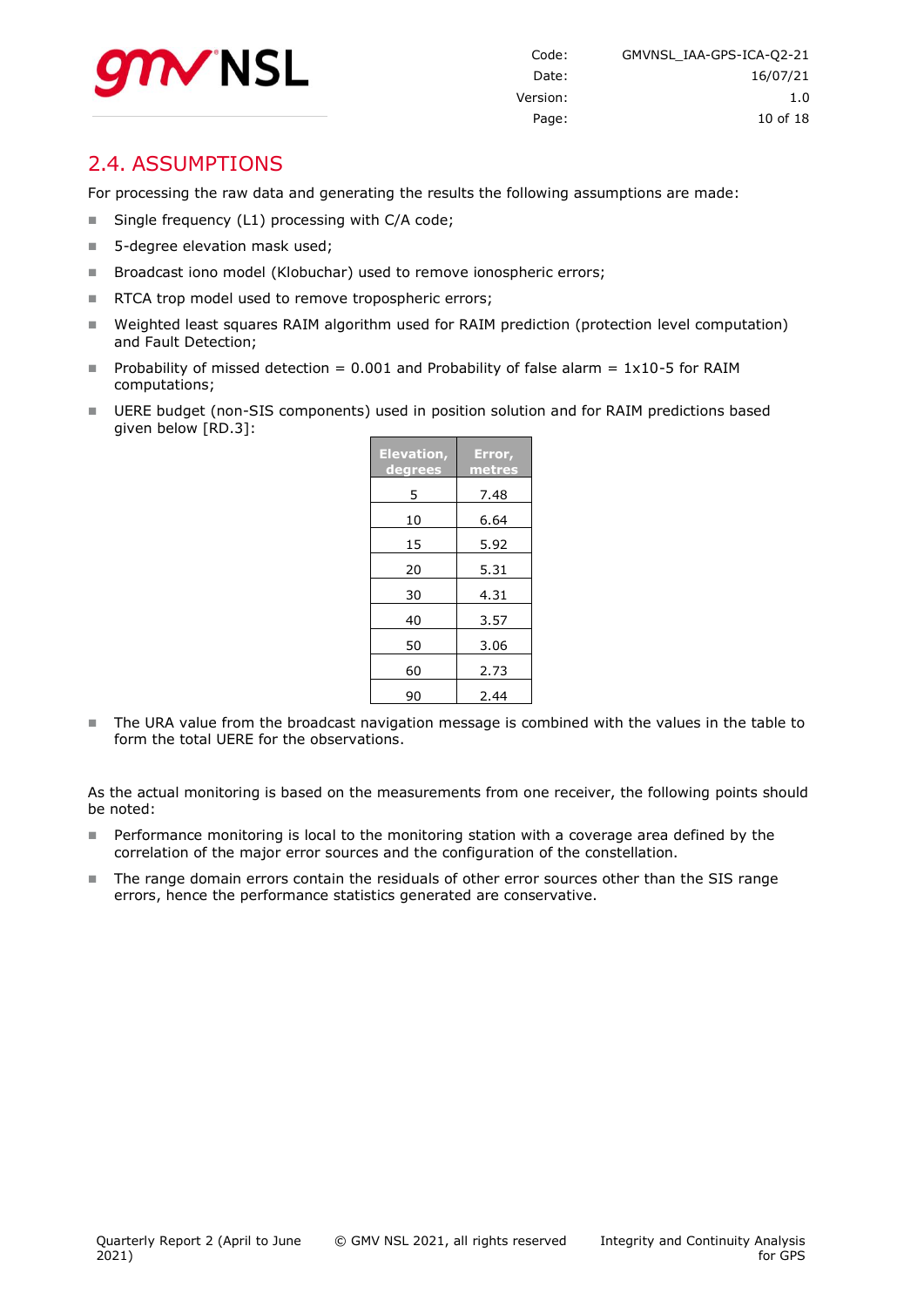## 2.4. ASSUMPTIONS

For processing the raw data and generating the results the following assumptions are made:

- Single frequency (L1) processing with C/A code;
- 5-degree elevation mask used;
- Broadcast iono model (Klobuchar) used to remove ionospheric errors;
- RTCA trop model used to remove tropospheric errors;
- Weighted least squares RAIM algorithm used for RAIM prediction (protection level computation) and Fault Detection;
- Probability of missed detection = 0.001 and Probability of false alarm = 1x10-5 for RAIM computations;
- UERE budget (non-SIS components) used in position solution and for RAIM predictions based given below [RD.3]:

| Elevation, degrees | Error, metres |
|---|---|
| 5 | 7.48 |
| 10 | 6.64 |
| 15 | 5.92 |
| 20 | 5.31 |
| 30 | 4.31 |
| 40 | 3.57 |
| 50 | 3.06 |
| 60 | 2.73 |
| 90 | 2.44 |

- The URA value from the broadcast navigation message is combined with the values in the table to form the total UERE for the observations.

As the actual monitoring is based on the measurements from one receiver, the following points should be noted:

- Performance monitoring is local to the monitoring station with a coverage area defined by the correlation of the major error sources and the configuration of the constellation.
- The range domain errors contain the residuals of other error sources other than the SIS range errors, hence the performance statistics generated are conservative.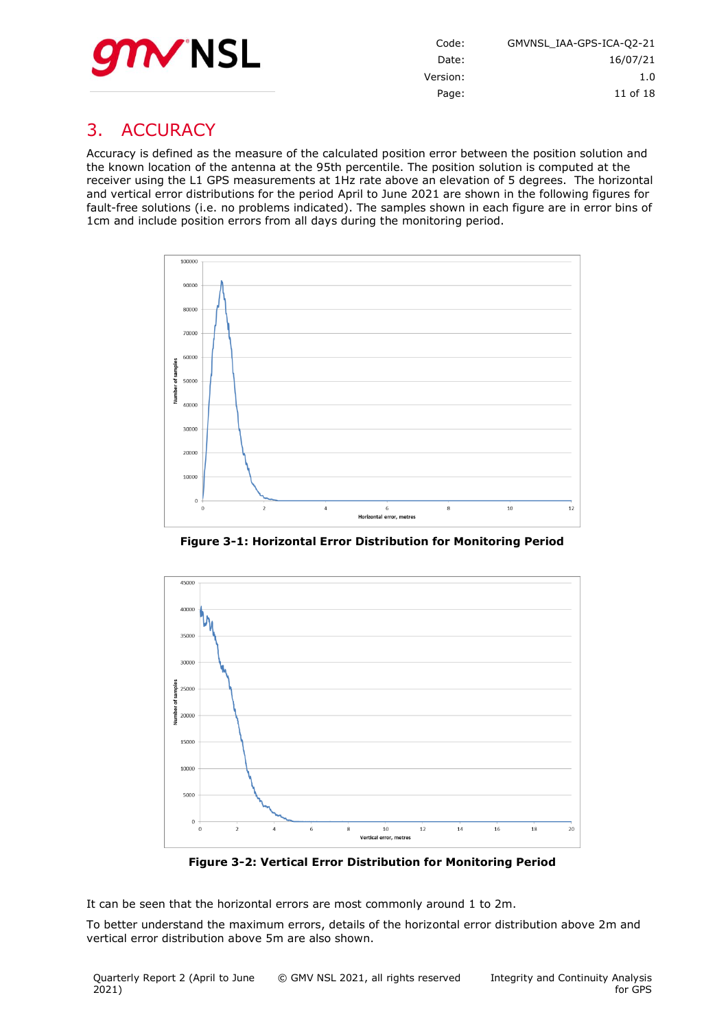# 3. ACCURACY

Accuracy is defined as the measure of the calculated position error between the position solution and the known location of the antenna at the 95th percentile. The position solution is computed at the receiver using the L1 GPS measurements at 1Hz rate above an elevation of 5 degrees. The horizontal and vertical error distributions for the period April to June 2021 are shown in the following figures for fault-free solutions (i.e. no problems indicated). The samples shown in each figure are in error bins of 1cm and include position errors from all days during the monitoring period.

**Figure 3-1: Horizontal Error Distribution for Monitoring Period**

**Figure 3-2: Vertical Error Distribution for Monitoring Period**

It can be seen that the horizontal errors are most commonly around 1 to 2m.

To better understand the maximum errors, details of the horizontal error distribution above 2m and vertical error distribution above 5m are also shown.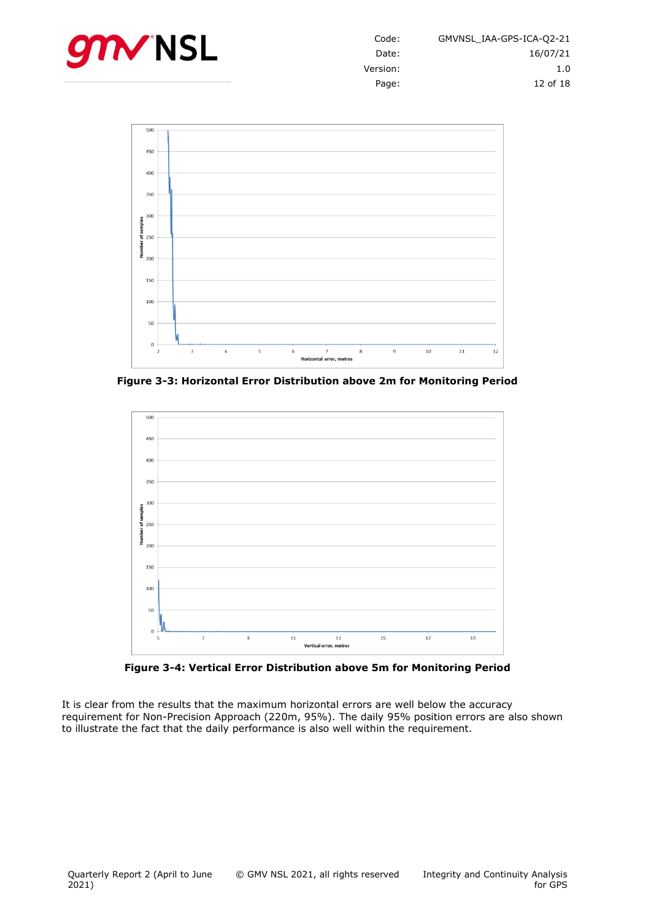**Figure 3-3: Horizontal Error Distribution above 2m for Monitoring Period**

**Figure 3-4: Vertical Error Distribution above 5m for Monitoring Period**

It is clear from the results that the maximum horizontal errors are well below the accuracy requirement for Non-Precision Approach (220m, 95%). The daily 95% position errors are also shown to illustrate the fact that the daily performance is also well within the requirement.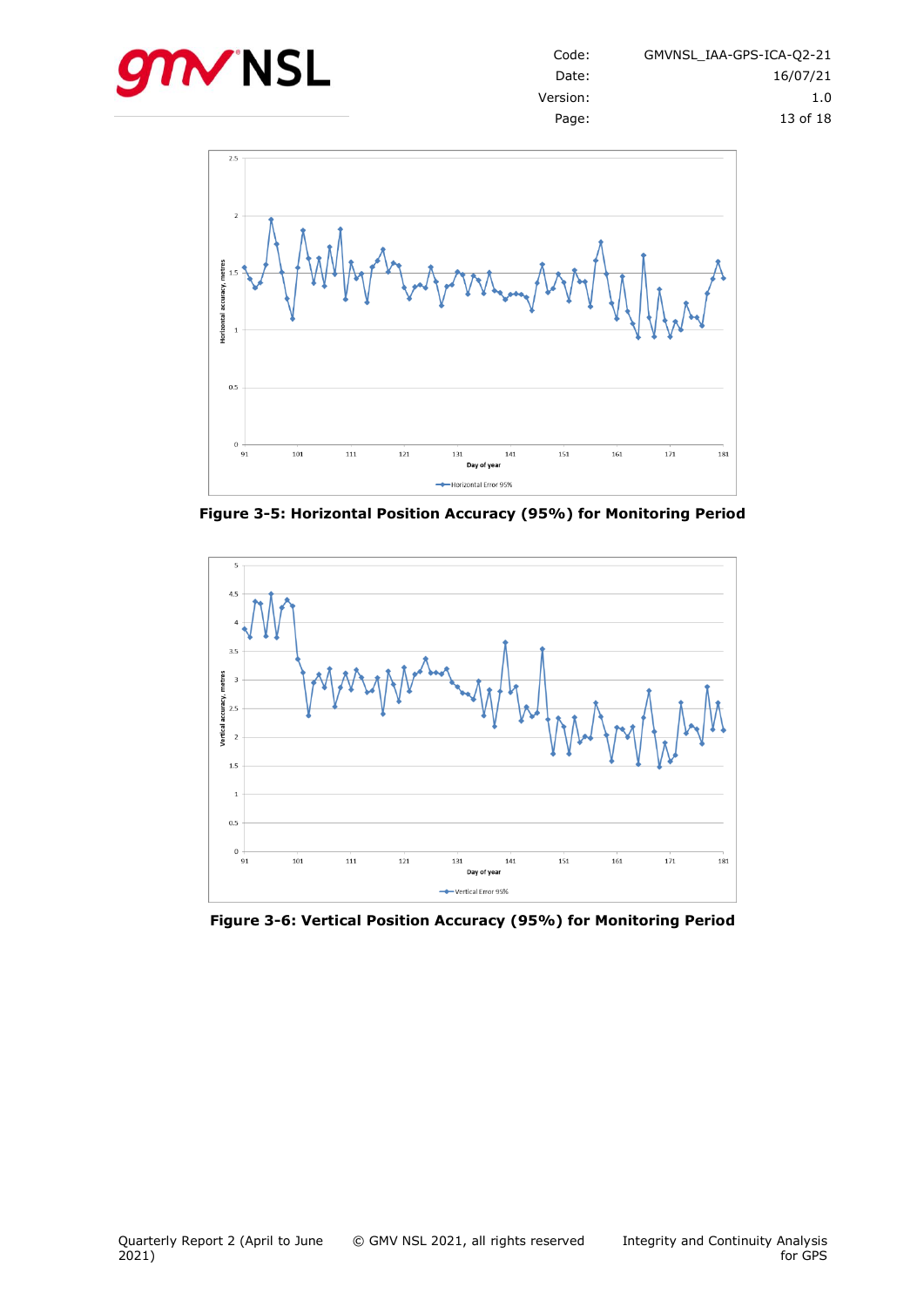**Figure 3-5: Horizontal Position Accuracy (95%) for Monitoring Period**

**Figure 3-6: Vertical Position Accuracy (95%) for Monitoring Period**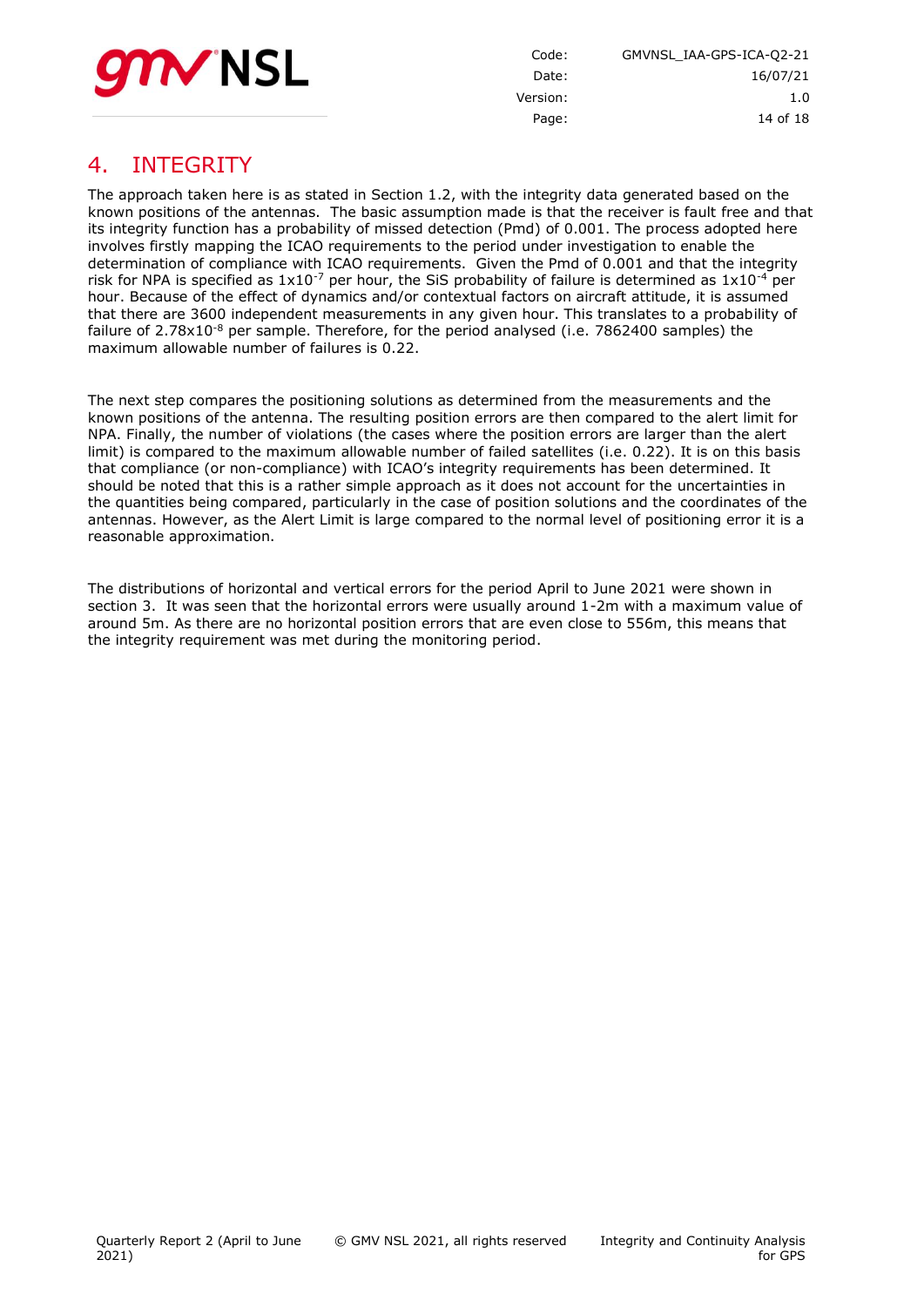# 4. INTEGRITY

The approach taken here is as stated in Section 1.2, with the integrity data generated based on the known positions of the antennas. The basic assumption made is that the receiver is fault free and that its integrity function has a probability of missed detection (Pmd) of 0.001. The process adopted here involves firstly mapping the ICAO requirements to the period under investigation to enable the determination of compliance with ICAO requirements. Given the Pmd of 0.001 and that the integrity risk for NPA is specified as $1 \times 10^{-7}$ per hour, the SiS probability of failure is determined as $1 \times 10^{-4}$ per hour. Because of the effect of dynamics and/or contextual factors on aircraft attitude, it is assumed that there are 3600 independent measurements in any given hour. This translates to a probability of failure of $2.78 \times 10^{-8}$ per sample. Therefore, for the period analysed (i.e. 7862400 samples) the maximum allowable number of failures is 0.22.

The next step compares the positioning solutions as determined from the measurements and the known positions of the antenna. The resulting position errors are then compared to the alert limit for NPA. Finally, the number of violations (the cases where the position errors are larger than the alert limit) is compared to the maximum allowable number of failed satellites (i.e. 0.22). It is on this basis that compliance (or non-compliance) with ICAO's integrity requirements has been determined. It should be noted that this is a rather simple approach as it does not account for the uncertainties in the quantities being compared, particularly in the case of position solutions and the coordinates of the antennas. However, as the Alert Limit is large compared to the normal level of positioning error it is a reasonable approximation.

The distributions of horizontal and vertical errors for the period April to June 2021 were shown in section 3. It was seen that the horizontal errors were usually around 1-2m with a maximum value of around 5m. As there are no horizontal position errors that are even close to 556m, this means that the integrity requirement was met during the monitoring period.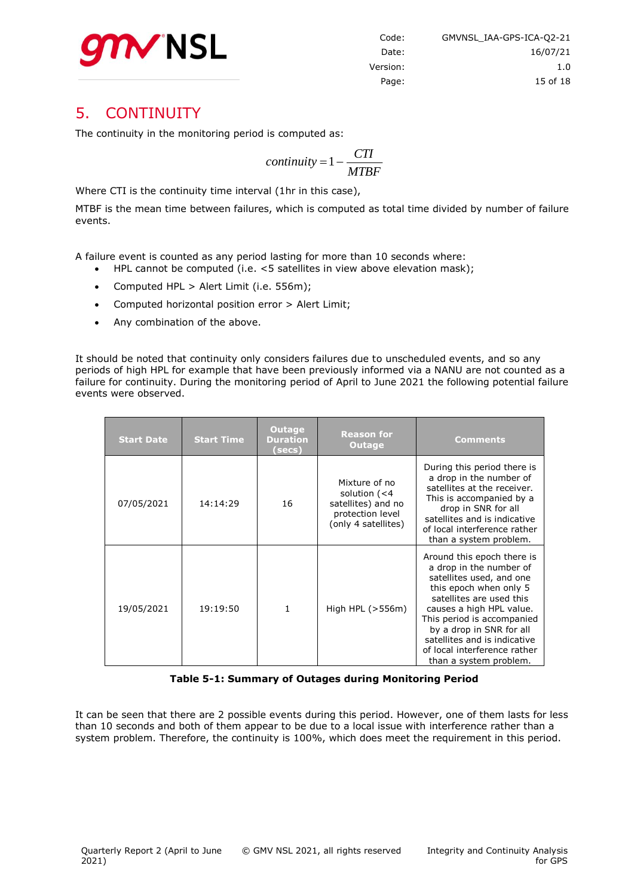# 5. CONTINUITY

The continuity in the monitoring period is computed as:

$$continuity = 1 - \frac{CTI}{MTBF}$$

Where CTI is the continuity time interval (1hr in this case),

MTBF is the mean time between failures, which is computed as total time divided by number of failure events.

A failure event is counted as any period lasting for more than 10 seconds where:

- HPL cannot be computed (i.e. <5 satellites in view above elevation mask);
- Computed HPL > Alert Limit (i.e. 556m);
- Computed horizontal position error > Alert Limit;
- Any combination of the above.

It should be noted that continuity only considers failures due to unscheduled events, and so any periods of high HPL for example that have been previously informed via a NANU are not counted as a failure for continuity. During the monitoring period of April to June 2021 the following potential failure events were observed.

| Start Date | Start Time | Outage Duration (secs) | Reason for Outage | Comments |
|---|---|---|---|---|
| 07/05/2021 | 14:14:29 | 16 | Mixture of no solution (<4 satellites) and no protection level (only 4 satellites) | During this period there is a drop in the number of satellites at the receiver. This is accompanied by a drop in SNR for all satellites and is indicative of local interference rather than a system problem. |
| 19/05/2021 | 19:19:50 | 1 | High HPL (>556m) | Around this epoch there is a drop in the number of satellites used, and one this epoch when only 5 satellites are used this causes a high HPL value. This period is accompanied by a drop in SNR for all satellites and is indicative of local interference rather than a system problem. |

**Table 5-1: Summary of Outages during Monitoring Period**

It can be seen that there are 2 possible events during this period. However, one of them lasts for less than 10 seconds and both of them appear to be due to a local issue with interference rather than a system problem. Therefore, the continuity is 100%, which does meet the requirement in this period.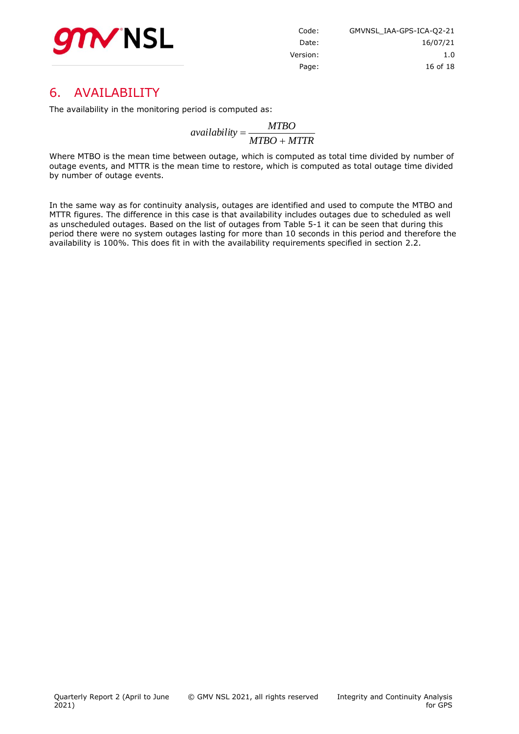# 6. AVAILABILITY

The availability in the monitoring period is computed as:

$$availability = \frac{MTBO}{MTBO + MTTR}$$

Where MTBO is the mean time between outage, which is computed as total time divided by number of outage events, and MTTR is the mean time to restore, which is computed as total outage time divided by number of outage events.

In the same way as for continuity analysis, outages are identified and used to compute the MTBO and MTTR figures. The difference in this case is that availability includes outages due to scheduled as well as unscheduled outages. Based on the list of outages from Table 5-1 it can be seen that during this period there were no system outages lasting for more than 10 seconds in this period and therefore the availability is 100%. This does fit in with the availability requirements specified in section 2.2.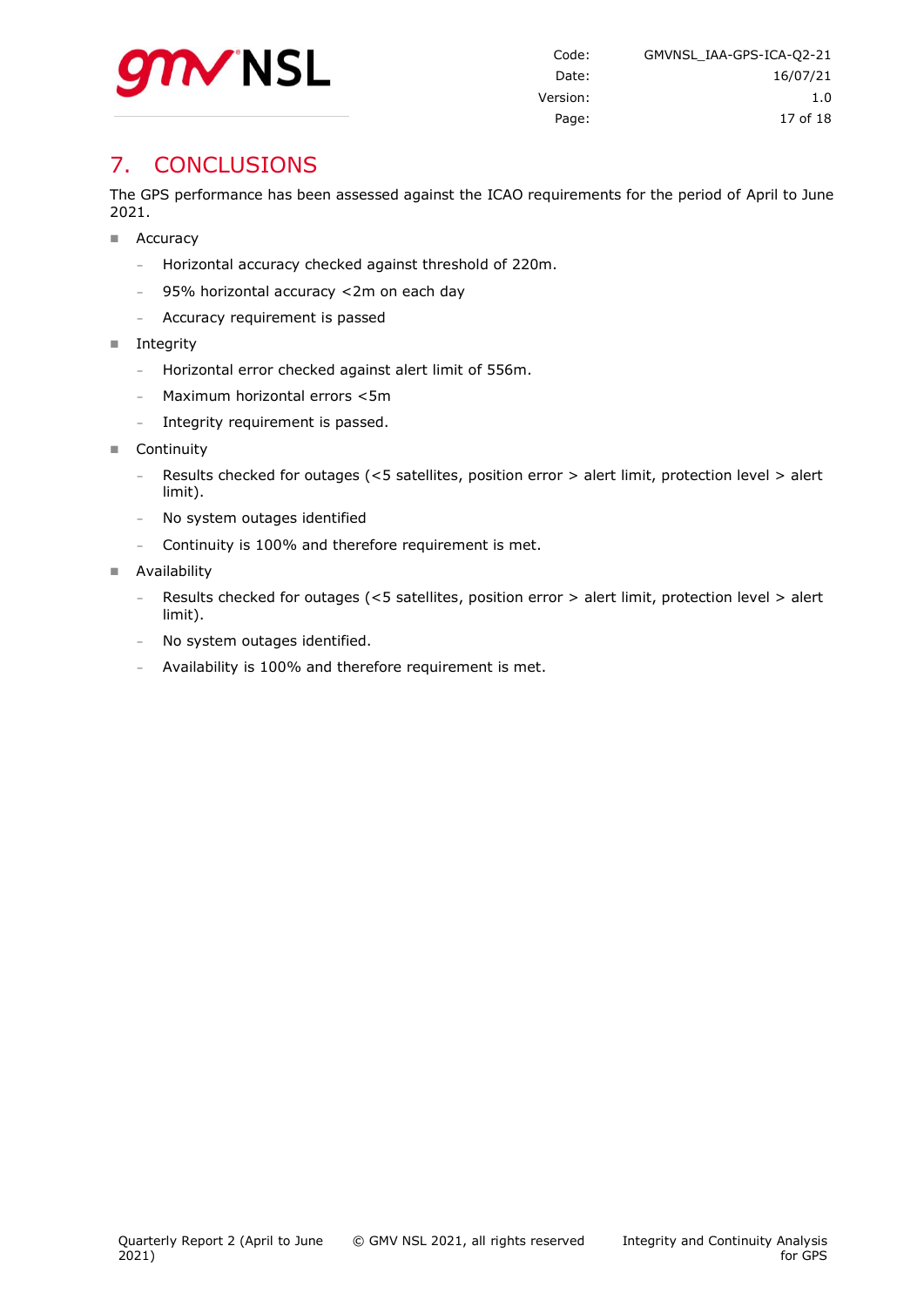# 7. CONCLUSIONS

The GPS performance has been assessed against the ICAO requirements for the period of April to June 2021.

- Accuracy
  - Horizontal accuracy checked against threshold of 220m.
  - 95% horizontal accuracy <2m on each day
  - Accuracy requirement is passed
- Integrity
  - Horizontal error checked against alert limit of 556m.
  - Maximum horizontal errors <5m
  - Integrity requirement is passed.
- Continuity
  - Results checked for outages (<5 satellites, position error > alert limit, protection level > alert limit).
  - No system outages identified
  - Continuity is 100% and therefore requirement is met.
- Availability
  - Results checked for outages (<5 satellites, position error > alert limit, protection level > alert limit).
  - No system outages identified.
  - Availability is 100% and therefore requirement is met.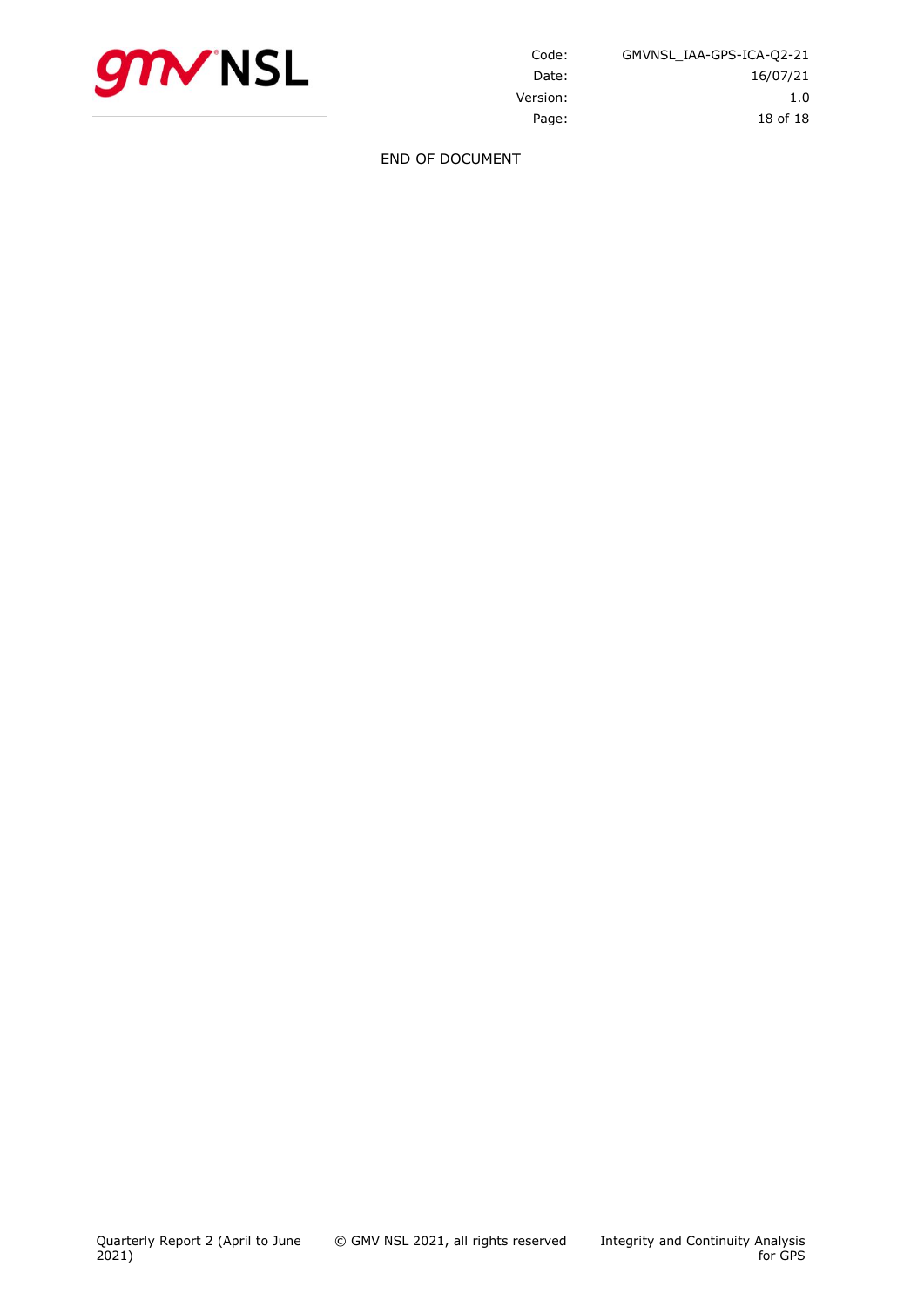END OF DOCUMENT